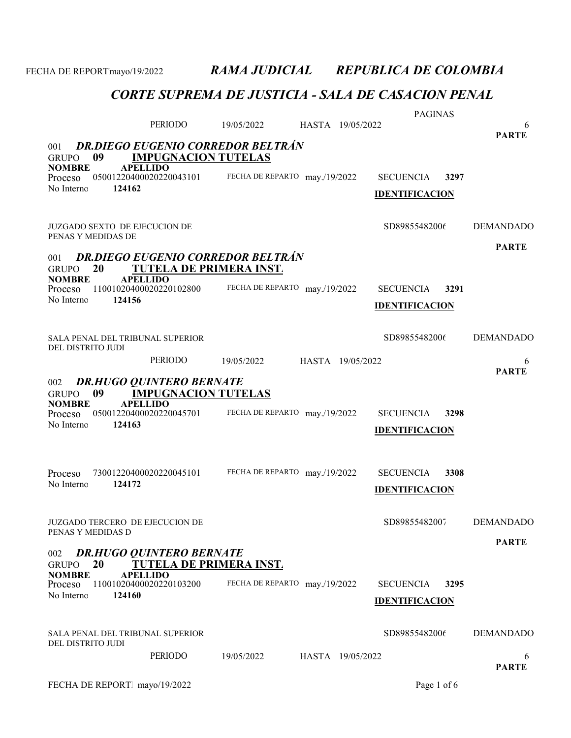FECHA DE REPORT mayo/19/2022 *RAMA JUDICIAL* *REPUBLICA DE COLOMBIA*

## *CORTE SUPREMA DE JUSTICIA - SALA DE CASACION PENAL*

PAGINAS

PERIODO 19/05/2022 HASTA 19/05/2022 6

**PARTE**

001 ***DR.DIEGO EUGENIO CORREDOR BELTRÁN***

GRUPO **09** **IMPUGNACION TUTELAS**

**NOMBRE** **APELLIDO**

Proceso 05001220400020220043101 FECHA DE REPARTO may./19/2022 SECUENCIA **3297**

No Interno **124162** **IDENTIFICACION**

JUZGADO SEXTO DE EJECUCION DE PENAS Y MEDIDAS DE SD89855482006 DEMANDADO

**PARTE**

001 ***DR.DIEGO EUGENIO CORREDOR BELTRÁN***

GRUPO **20** **TUTELA DE PRIMERA INST.**

**NOMBRE** **APELLIDO**

Proceso 11001020400020220102800 FECHA DE REPARTO may./19/2022 SECUENCIA **3291**

No Interno **124156** **IDENTIFICACION**

SALA PENAL DEL TRIBUNAL SUPERIOR DEL DISTRITO JUDI SD89855482006 DEMANDADO

PERIODO 19/05/2022 HASTA 19/05/2022 6

**PARTE**

002 ***DR.HUGO QUINTERO BERNATE***

GRUPO **09** **IMPUGNACION TUTELAS**

**NOMBRE** **APELLIDO**

Proceso 05001220400020220045701 FECHA DE REPARTO may./19/2022 SECUENCIA **3298**

No Interno **124163** **IDENTIFICACION**

Proceso 73001220400020220045101 FECHA DE REPARTO may./19/2022 SECUENCIA **3308**

No Interno **124172** **IDENTIFICACION**

JUZGADO TERCERO DE EJECUCION DE PENAS Y MEDIDAS D SD89855482007 DEMANDADO

**PARTE**

002 ***DR.HUGO QUINTERO BERNATE***

GRUPO **20** **TUTELA DE PRIMERA INST.**

**NOMBRE** **APELLIDO**

Proceso 11001020400020220103200 FECHA DE REPARTO may./19/2022 SECUENCIA **3295**

No Interno **124160** **IDENTIFICACION**

SALA PENAL DEL TRIBUNAL SUPERIOR DEL DISTRITO JUDI SD89855482006 DEMANDADO

PERIODO 19/05/2022 HASTA 19/05/2022 6

**PARTE**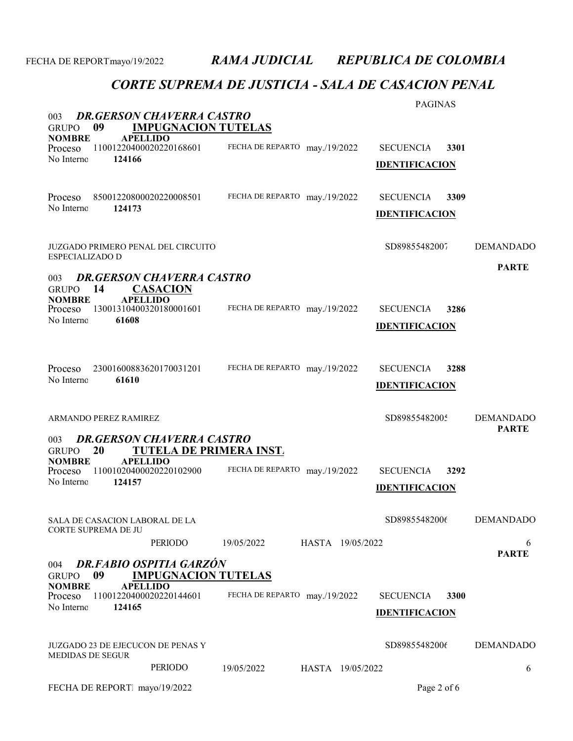FECHA DE REPORT mayo/19/2022 *RAMA JUDICIAL* *REPUBLICA DE COLOMBIA*

## *CORTE SUPREMA DE JUSTICIA - SALA DE CASACION PENAL*

PAGINAS

### 003 *DR.GERSON CHAVERRA CASTRO*

GRUPO **09** **IMPUGNACION TUTELAS**

**NOMBRE** **APELLIDO**

Proceso 11001220400020220168601 FECHA DE REPARTO may./19/2022 SECUENCIA **3301**

No Interno **124166**

**IDENTIFICACION**

Proceso 85001220800020220008501 FECHA DE REPARTO may./19/2022 SECUENCIA **3309**

No Interno **124173**

**IDENTIFICACION**

JUZGADO PRIMERO PENAL DEL CIRCUITO ESPECIALIZADO D — SD89855482007 — DEMANDADO

**PARTE**

### 003 *DR.GERSON CHAVERRA CASTRO*

GRUPO **14** **CASACION**

**NOMBRE** **APELLIDO**

Proceso 13001310400320180001601 FECHA DE REPARTO may./19/2022 SECUENCIA **3286**

No Interno **61608**

**IDENTIFICACION**

Proceso 23001600883620170031201 FECHA DE REPARTO may./19/2022 SECUENCIA **3288**

No Interno **61610**

**IDENTIFICACION**

ARMANDO PEREZ RAMIREZ — SD89855482005 — DEMANDADO

**PARTE**

### 003 *DR.GERSON CHAVERRA CASTRO*

GRUPO **20** **TUTELA DE PRIMERA INST.**

**NOMBRE** **APELLIDO**

Proceso 11001020400020220102900 FECHA DE REPARTO may./19/2022 SECUENCIA **3292**

No Interno **124157**

**IDENTIFICACION**

SALA DE CASACION LABORAL DE LA CORTE SUPREMA DE JU — SD89855482006 — DEMANDADO

PERIODO 19/05/2022 HASTA 19/05/2022 6

**PARTE**

### 004 *DR.FABIO OSPITIA GARZÓN*

GRUPO **09** **IMPUGNACION TUTELAS**

**NOMBRE** **APELLIDO**

Proceso 11001220400020220144601 FECHA DE REPARTO may./19/2022 SECUENCIA **3300**

No Interno **124165**

**IDENTIFICACION**

JUZGADO 23 DE EJECUCON DE PENAS Y MEDIDAS DE SEGUR — SD89855482006 — DEMANDADO

PERIODO 19/05/2022 HASTA 19/05/2022 6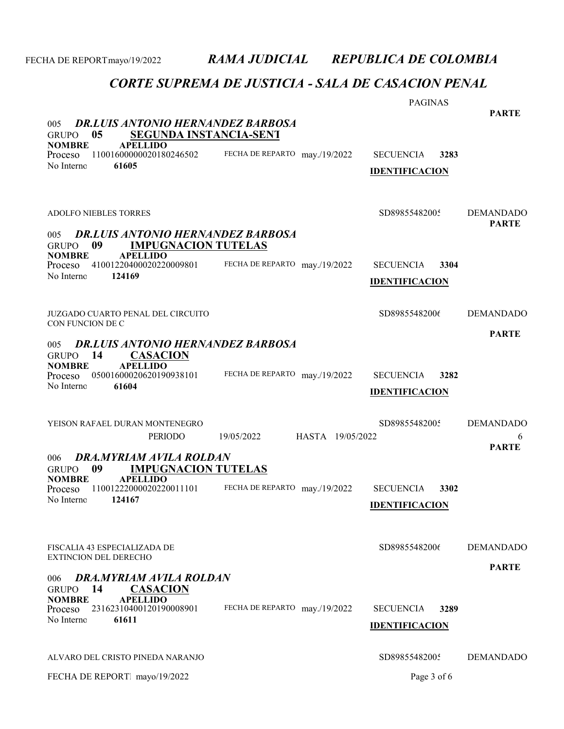FECHA DE REPORT mayo/19/2022 *RAMA JUDICIAL* *REPUBLICA DE COLOMBIA*

## *CORTE SUPREMA DE JUSTICIA - SALA DE CASACION PENAL*

PAGINAS

### 005 *DR.LUIS ANTONIO HERNANDEZ BARBOSA*

GRUPO **05** **SEGUNDA INSTANCIA-SENT**

| NOMBRE | APELLIDO | | | | | |
|---|---|---|---|---|---|---|
| Proceso | 11001600000020180246502 | FECHA DE REPARTO | may./19/2022 | SECUENCIA | 3283 | |
| No Interno | 61605 | | | IDENTIFICACION | | PARTE |
| ADOLFO NIEBLES TORRES | | | | SD89855482005 | | DEMANDADO |

### 005 *DR.LUIS ANTONIO HERNANDEZ BARBOSA*

GRUPO **09** **IMPUGNACION TUTELAS**

| NOMBRE | APELLIDO | | | | | |
|---|---|---|---|---|---|---|
| Proceso | 41001220400020220009801 | FECHA DE REPARTO | may./19/2022 | SECUENCIA | 3304 | |
| No Interno | 124169 | | | IDENTIFICACION | | PARTE |
| JUZGADO CUARTO PENAL DEL CIRCUITO CON FUNCION DE C | | | | SD89855482006 | | DEMANDADO |

### 005 *DR.LUIS ANTONIO HERNANDEZ BARBOSA*

GRUPO **14** **CASACION**

| NOMBRE | APELLIDO | | | | | |
|---|---|---|---|---|---|---|
| Proceso | 05001600020620190938101 | FECHA DE REPARTO | may./19/2022 | SECUENCIA | 3282 | |
| No Interno | 61604 | | | IDENTIFICACION | | PARTE |
| YEISON RAFAEL DURAN MONTENEGRO | | | | SD89855482005 | | DEMANDADO |

PERIODO 19/05/2022 HASTA 19/05/2022 6

### 006 *DRA.MYRIAM AVILA ROLDAN*

GRUPO **09** **IMPUGNACION TUTELAS**

| NOMBRE | APELLIDO | | | | | |
|---|---|---|---|---|---|---|
| Proceso | 11001222000020220011101 | FECHA DE REPARTO | may./19/2022 | SECUENCIA | 3302 | |
| No Interno | 124167 | | | IDENTIFICACION | | PARTE |
| FISCALIA 43 ESPECIALIZADA DE EXTINCION DEL DERECHO | | | | SD89855482006 | | DEMANDADO |

### 006 *DRA.MYRIAM AVILA ROLDAN*

GRUPO **14** **CASACION**

| NOMBRE | APELLIDO | | | | | |
|---|---|---|---|---|---|---|
| Proceso | 23162310400120190008901 | FECHA DE REPARTO | may./19/2022 | SECUENCIA | 3289 | |
| No Interno | 61611 | | | IDENTIFICACION | | PARTE |
| ALVARO DEL CRISTO PINEDA NARANJO | | | | SD89855482005 | | DEMANDADO |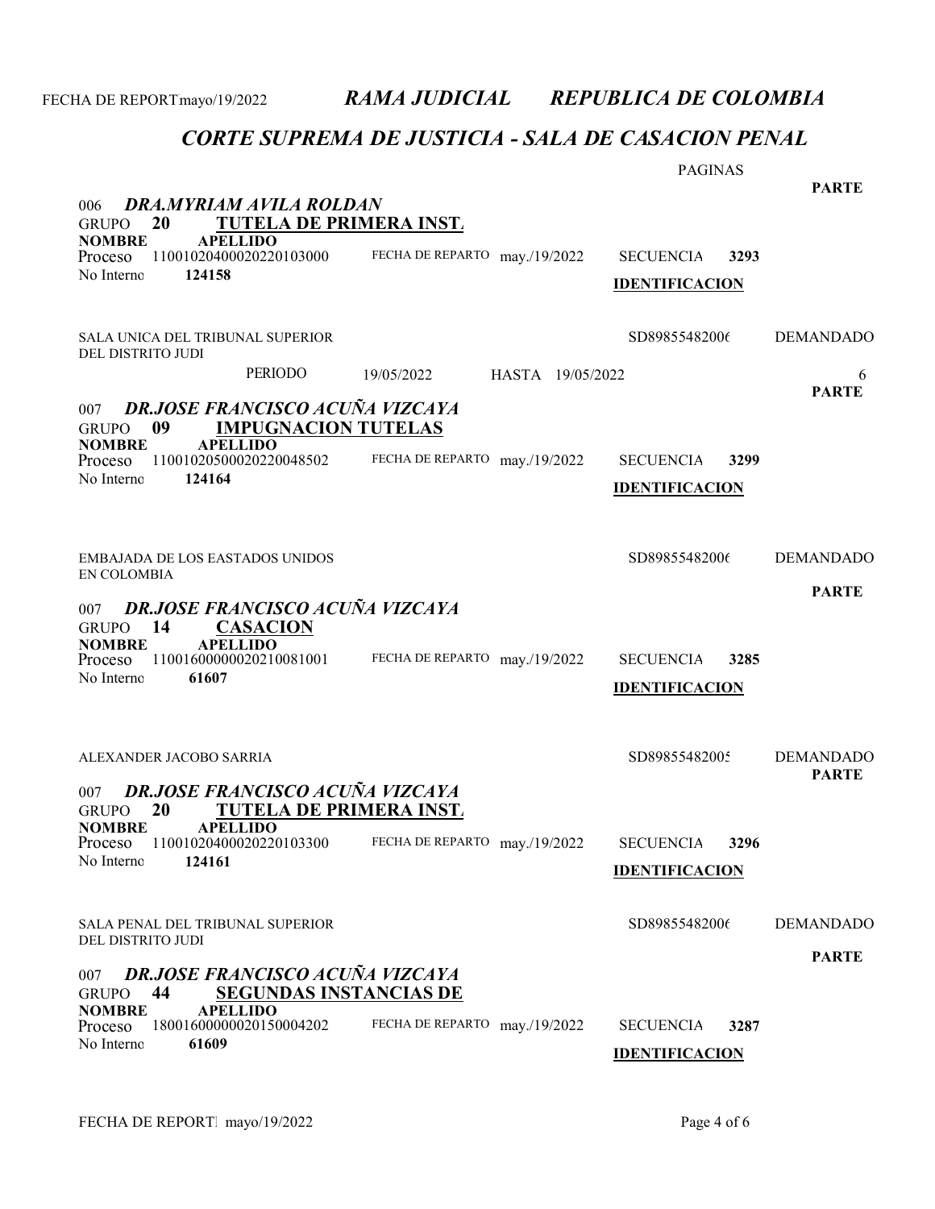# RAMA JUDICIAL REPUBLICA DE COLOMBIA

## CORTE SUPREMA DE JUSTICIA - SALA DE CASACION PENAL

FECHA DE REPORT mayo/19/2022

PAGINAS

**PARTE**

### 006 *DRA.MYRIAM AVILA ROLDAN*

GRUPO **20** **TUTELA DE PRIMERA INST.**

**NOMBRE** **APELLIDO**

Proceso 11001020400020220103000 FECHA DE REPARTO may./19/2022 SECUENCIA **3293**

No Interno **124158** **IDENTIFICACION**

SALA UNICA DEL TRIBUNAL SUPERIOR DEL DISTRITO JUDI SD89855482006 DEMANDADO

PERIODO 19/05/2022 HASTA 19/05/2022 6

**PARTE**

### 007 *DR.JOSE FRANCISCO ACUÑA VIZCAYA*

GRUPO **09** **IMPUGNACION TUTELAS**

**NOMBRE** **APELLIDO**

Proceso 11001020500020220048502 FECHA DE REPARTO may./19/2022 SECUENCIA **3299**

No Interno **124164** **IDENTIFICACION**

EMBAJADA DE LOS EASTADOS UNIDOS EN COLOMBIA SD89855482006 DEMANDADO

**PARTE**

### 007 *DR.JOSE FRANCISCO ACUÑA VIZCAYA*

GRUPO **14** **CASACION**

**NOMBRE** **APELLIDO**

Proceso 11001600000020210081001 FECHA DE REPARTO may./19/2022 SECUENCIA **3285**

No Interno **61607** **IDENTIFICACION**

ALEXANDER JACOBO SARRIA SD89855482005 DEMANDADO

**PARTE**

### 007 *DR.JOSE FRANCISCO ACUÑA VIZCAYA*

GRUPO **20** **TUTELA DE PRIMERA INST.**

**NOMBRE** **APELLIDO**

Proceso 11001020400020220103300 FECHA DE REPARTO may./19/2022 SECUENCIA **3296**

No Interno **124161** **IDENTIFICACION**

SALA PENAL DEL TRIBUNAL SUPERIOR DEL DISTRITO JUDI SD89855482006 DEMANDADO

**PARTE**

### 007 *DR.JOSE FRANCISCO ACUÑA VIZCAYA*

GRUPO **44** **SEGUNDAS INSTANCIAS DE**

**NOMBRE** **APELLIDO**

Proceso 18001600000020150004202 FECHA DE REPARTO may./19/2022 SECUENCIA **3287**

No Interno **61609** **IDENTIFICACION**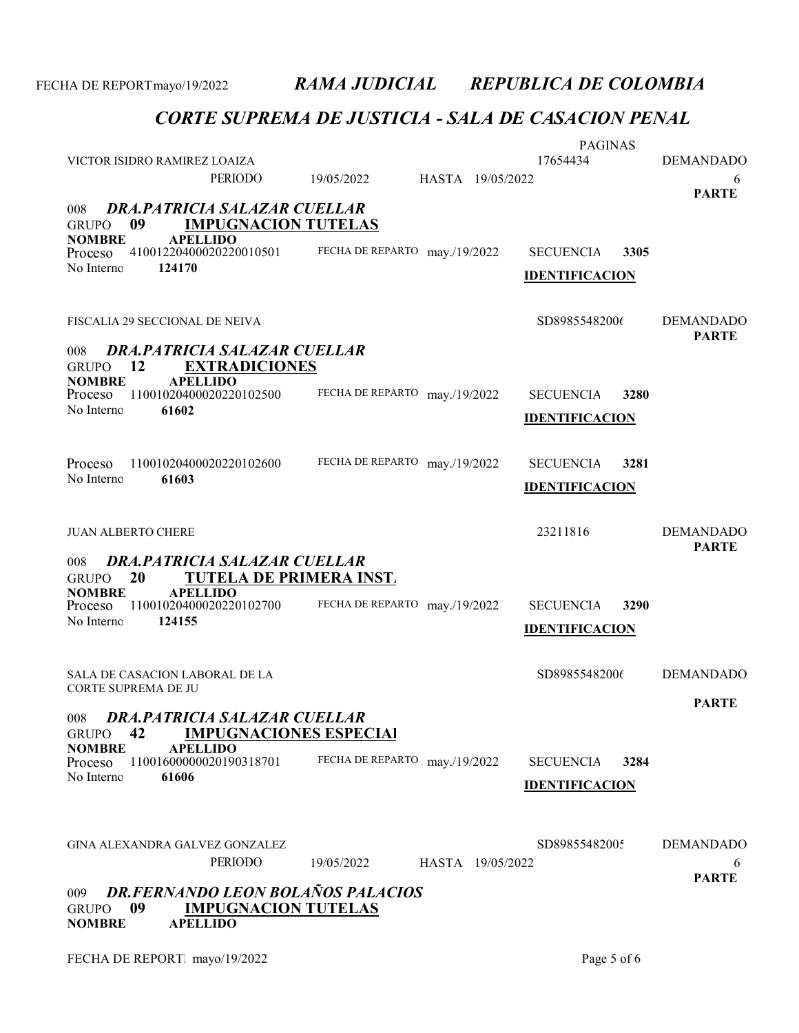## CORTE SUPREMA DE JUSTICIA - SALA DE CASACION PENAL

PAGINAS

VICTOR ISIDRO RAMIREZ LOAIZA — 17654434 — DEMANDADO

PERIODO 19/05/2022 HASTA 19/05/2022 — 6

**PARTE**

### 008 *DRA.PATRICIA SALAZAR CUELLAR*

GRUPO **09** **IMPUGNACION TUTELAS**

**NOMBRE** **APELLIDO**

Proceso 41001220400020220010501 — FECHA DE REPARTO may./19/2022 — SECUENCIA **3305**

No Interno **124170** — **IDENTIFICACION**

FISCALIA 29 SECCIONAL DE NEIVA — SD8985548200€ — DEMANDADO

**PARTE**

### 008 *DRA.PATRICIA SALAZAR CUELLAR*

GRUPO **12** **EXTRADICIONES**

**NOMBRE** **APELLIDO**

Proceso 11001020400020220102500 — FECHA DE REPARTO may./19/2022 — SECUENCIA **3280**

No Interno **61602** — **IDENTIFICACION**

Proceso 11001020400020220102600 — FECHA DE REPARTO may./19/2022 — SECUENCIA **3281**

No Interno **61603** — **IDENTIFICACION**

JUAN ALBERTO CHERE — 23211816 — DEMANDADO

**PARTE**

### 008 *DRA.PATRICIA SALAZAR CUELLAR*

GRUPO **20** **TUTELA DE PRIMERA INST.**

**NOMBRE** **APELLIDO**

Proceso 11001020400020220102700 — FECHA DE REPARTO may./19/2022 — SECUENCIA **3290**

No Interno **124155** — **IDENTIFICACION**

SALA DE CASACION LABORAL DE LA CORTE SUPREMA DE JU — SD8985548200€ — DEMANDADO

**PARTE**

### 008 *DRA.PATRICIA SALAZAR CUELLAR*

GRUPO **42** **IMPUGNACIONES ESPECIAI**

**NOMBRE** **APELLIDO**

Proceso 11001600000020190318701 — FECHA DE REPARTO may./19/2022 — SECUENCIA **3284**

No Interno **61606** — **IDENTIFICACION**

GINA ALEXANDRA GALVEZ GONZALEZ — SD8985548200: — DEMANDADO

PERIODO 19/05/2022 HASTA 19/05/2022 — 6

**PARTE**

### 009 *DR.FERNANDO LEON BOLAÑOS PALACIOS*

GRUPO **09** **IMPUGNACION TUTELAS**

**NOMBRE** **APELLIDO**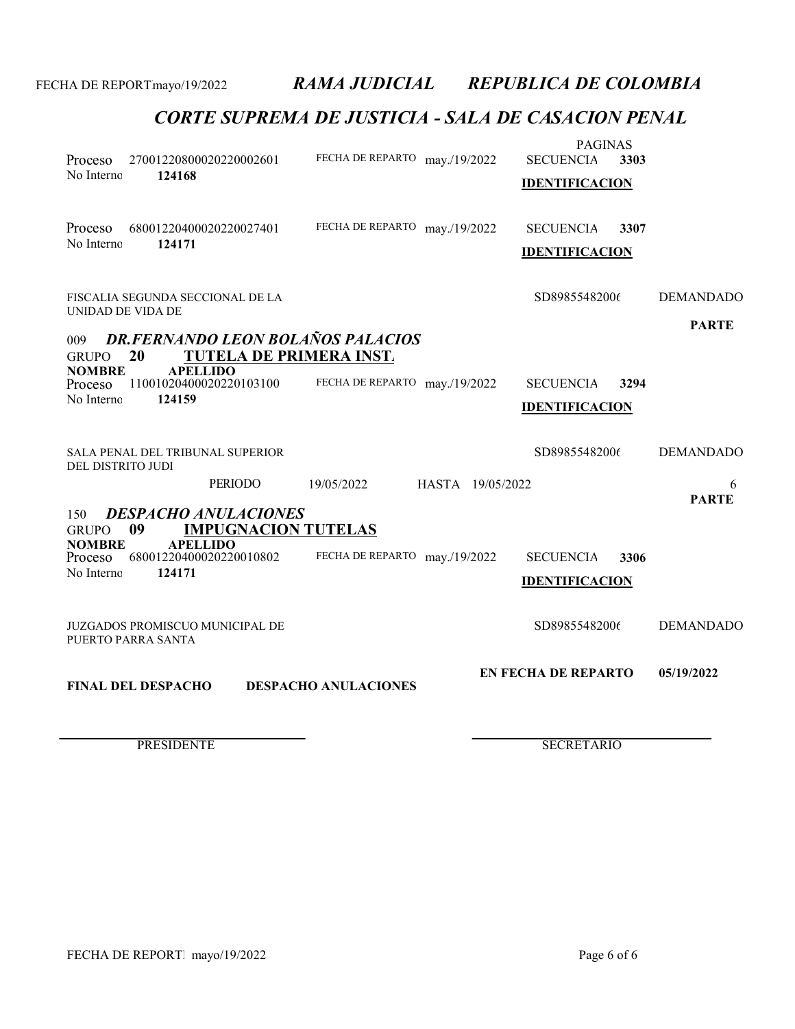FECHA DE REPORTmayo/19/2022 ***RAMA JUDICIAL REPUBLICA DE COLOMBIA***

## *CORTE SUPREMA DE JUSTICIA - SALA DE CASACION PENAL*

PAGINAS

Proceso 27001220800020220002601 FECHA DE REPARTO may./19/2022 SECUENCIA **3303**
No Interno **124168**
**IDENTIFICACION**

Proceso 68001220400020220027401 FECHA DE REPARTO may./19/2022 SECUENCIA **3307**
No Interno **124171**
**IDENTIFICACION**

FISCALIA SEGUNDA SECCIONAL DE LA UNIDAD DE VIDA DE SD8985548200( DEMANDADO

**PARTE**

009 ***DR.FERNANDO LEON BOLAÑOS PALACIOS***
GRUPO **20** **TUTELA DE PRIMERA INST.**
**NOMBRE** **APELLIDO**
Proceso 11001020400020220103100 FECHA DE REPARTO may./19/2022 SECUENCIA **3294**
No Interno **124159**
**IDENTIFICACION**

SALA PENAL DEL TRIBUNAL SUPERIOR DEL DISTRITO JUDI SD8985548200( DEMANDADO

PERIODO 19/05/2022 HASTA 19/05/2022

**PARTE**

150 ***DESPACHO ANULACIONES***
GRUPO **09** **IMPUGNACION TUTELAS**
**NOMBRE** **APELLIDO**
Proceso 68001220400020220010802 FECHA DE REPARTO may./19/2022 SECUENCIA **3306**
No Interno **124171**
**IDENTIFICACION**

JUZGADOS PROMISCUO MUNICIPAL DE PUERTO PARRA SANTA SD8985548200( DEMANDADO

**EN FECHA DE REPARTO** **05/19/2022**

**FINAL DEL DESPACHO** **DESPACHO ANULACIONES**

PRESIDENTE SECRETARIO